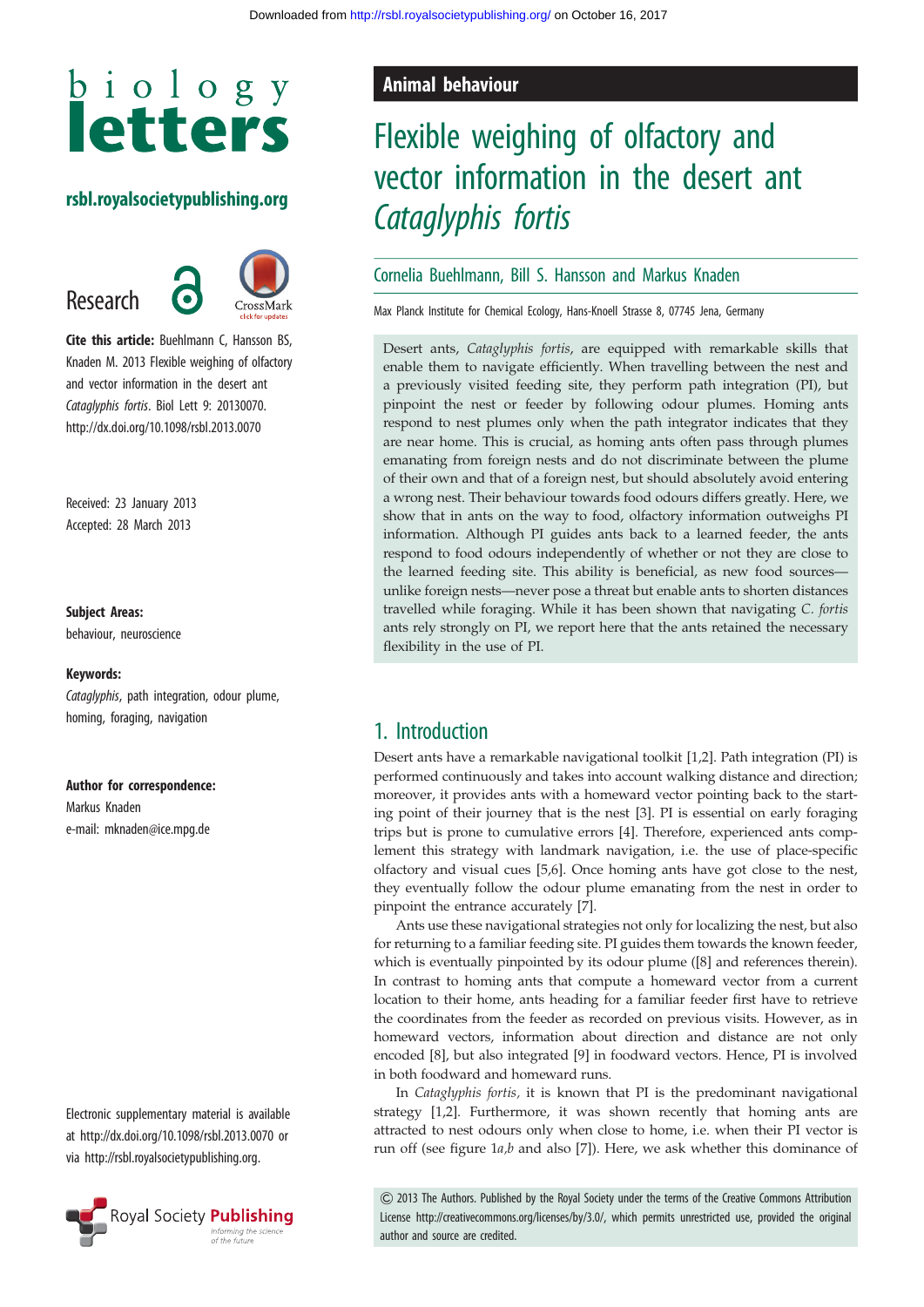biology letters

rsbl.royalsocietypublishing.org

Research

**Cite this article:** Buehlmann C, Hansson BS, Knaden M. 2013 Flexible weighing of olfactory and vector information in the desert ant *Cataglyphis fortis*. Biol Lett 9: 20130070. http://dx.doi.org/10.1098/rsbl.2013.0070

Received: 23 January 2013
Accepted: 28 March 2013

**Subject Areas:**
behaviour, neuroscience

**Keywords:**
*Cataglyphis*, path integration, odour plume, homing, foraging, navigation

**Author for correspondence:**
Markus Knaden
e-mail: mknaden@ice.mpg.de

Electronic supplementary material is available at http://dx.doi.org/10.1098/rsbl.2013.0070 or via http://rsbl.royalsocietypublishing.org.

Animal behaviour

# Flexible weighing of olfactory and vector information in the desert ant *Cataglyphis fortis*

Cornelia Buehlmann, Bill S. Hansson and Markus Knaden

Max Planck Institute for Chemical Ecology, Hans-Knoell Strasse 8, 07745 Jena, Germany

Desert ants, *Cataglyphis fortis*, are equipped with remarkable skills that enable them to navigate efficiently. When travelling between the nest and a previously visited feeding site, they perform path integration (PI), but pinpoint the nest or feeder by following odour plumes. Homing ants respond to nest plumes only when the path integrator indicates that they are near home. This is crucial, as homing ants often pass through plumes emanating from foreign nests and do not discriminate between the plume of their own and that of a foreign nest, but should absolutely avoid entering a wrong nest. Their behaviour towards food odours differs greatly. Here, we show that in ants on the way to food, olfactory information outweighs PI information. Although PI guides ants back to a learned feeder, the ants respond to food odours independently of whether or not they are close to the learned feeding site. This ability is beneficial, as new food sources—unlike foreign nests—never pose a threat but enable ants to shorten distances travelled while foraging. While it has been shown that navigating *C. fortis* ants rely strongly on PI, we report here that the ants retained the necessary flexibility in the use of PI.

## 1. Introduction

Desert ants have a remarkable navigational toolkit [1,2]. Path integration (PI) is performed continuously and takes into account walking distance and direction; moreover, it provides ants with a homeward vector pointing back to the starting point of their journey that is the nest [3]. PI is essential on early foraging trips but is prone to cumulative errors [4]. Therefore, experienced ants complement this strategy with landmark navigation, i.e. the use of place-specific olfactory and visual cues [5,6]. Once homing ants have got close to the nest, they eventually follow the odour plume emanating from the nest in order to pinpoint the entrance accurately [7].

Ants use these navigational strategies not only for localizing the nest, but also for returning to a familiar feeding site. PI guides them towards the known feeder, which is eventually pinpointed by its odour plume ([8] and references therein). In contrast to homing ants that compute a homeward vector from a current location to their home, ants heading for a familiar feeder first have to retrieve the coordinates from the feeder as recorded on previous visits. However, as in homeward vectors, information about direction and distance are not only encoded [8], but also integrated [9] in foodward vectors. Hence, PI is involved in both foodward and homeward runs.

In *Cataglyphis fortis,* it is known that PI is the predominant navigational strategy [1,2]. Furthermore, it was shown recently that homing ants are attracted to nest odours only when close to home, i.e. when their PI vector is run off (see figure 1*a,b* and also [7]). Here, we ask whether this dominance of

© 2013 The Authors. Published by the Royal Society under the terms of the Creative Commons Attribution License http://creativecommons.org/licenses/by/3.0/, which permits unrestricted use, provided the original author and source are credited.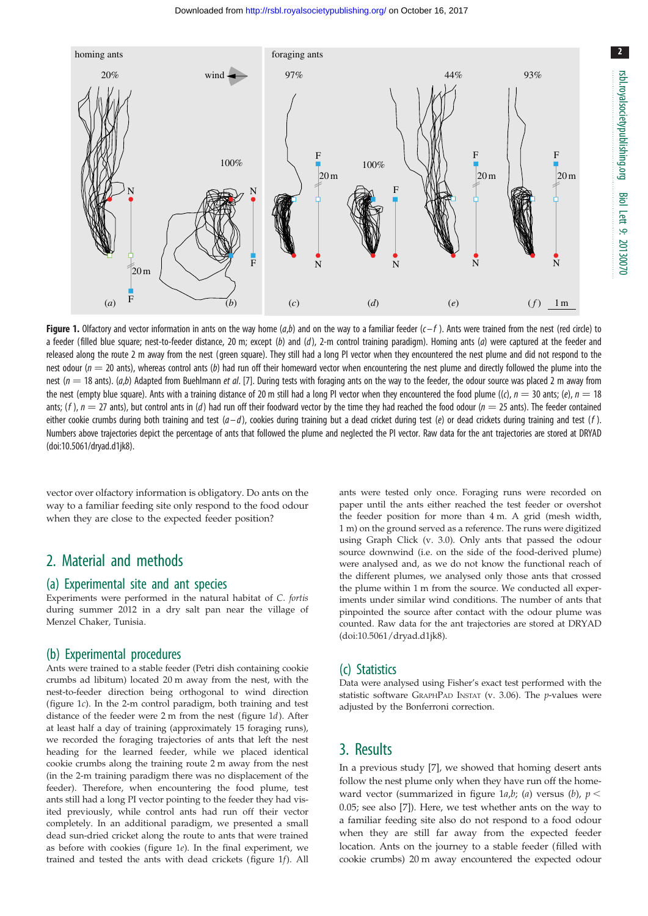**Figure 1.** Olfactory and vector information in ants on the way home (*a*,*b*) and on the way to a familiar feeder (*c*–*f*). Ants were trained from the nest (red circle) to a feeder (filled blue square; nest-to-feeder distance, 20 m; except (*b*) and (*d*), 2-m control training paradigm). Homing ants (*a*) were captured at the feeder and released along the route 2 m away from the nest (green square). They still had a long PI vector when they encountered the nest plume and did not respond to the nest odour ($n = 20$ ants), whereas control ants (*b*) had run off their homeward vector when encountering the nest plume and directly followed the plume into the nest ($n = 18$ ants). (*a*,*b*) Adapted from Buehlmann *et al.* [7]. During tests with foraging ants on the way to the feeder, the odour source was placed 2 m away from the nest (empty blue square). Ants with a training distance of 20 m still had a long PI vector when they encountered the food plume ((*c*), $n = 30$ ants; (*e*), $n = 18$ ants; (*f*), $n = 27$ ants), but control ants in (*d*) had run off their foodward vector by the time they had reached the food odour ($n = 25$ ants). The feeder contained either cookie crumbs during both training and test (*a*–*d*), cookies during training but a dead cricket during test (*e*) or dead crickets during training and test (*f*). Numbers above trajectories depict the percentage of ants that followed the plume and neglected the PI vector. Raw data for the ant trajectories are stored at DRYAD (doi:10.5061/dryad.d1jk8).

vector over olfactory information is obligatory. Do ants on the way to a familiar feeding site only respond to the food odour when they are close to the expected feeder position?

## 2. Material and methods

### (a) Experimental site and ant species

Experiments were performed in the natural habitat of *C. fortis* during summer 2012 in a dry salt pan near the village of Menzel Chaker, Tunisia.

### (b) Experimental procedures

Ants were trained to a stable feeder (Petri dish containing cookie crumbs ad libitum) located 20 m away from the nest, with the nest-to-feeder direction being orthogonal to wind direction (figure 1*c*). In the 2-m control paradigm, both training and test distance of the feeder were 2 m from the nest (figure 1*d*). After at least half a day of training (approximately 15 foraging runs), we recorded the foraging trajectories of ants that left the nest heading for the learned feeder, while we placed identical cookie crumbs along the training route 2 m away from the nest (in the 2-m training paradigm there was no displacement of the feeder). Therefore, when encountering the food plume, test ants still had a long PI vector pointing to the feeder they had visited previously, while control ants had run off their vector completely. In an additional paradigm, we presented a small dead sun-dried cricket along the route to ants that were trained as before with cookies (figure 1*e*). In the final experiment, we trained and tested the ants with dead crickets (figure 1*f*). All ants were tested only once. Foraging runs were recorded on paper until the ants either reached the test feeder or overshot the feeder position for more than 4 m. A grid (mesh width, 1 m) on the ground served as a reference. The runs were digitized using Graph Click (v. 3.0). Only ants that passed the odour source downwind (i.e. on the side of the food-derived plume) were analysed and, as we do not know the functional reach of the different plumes, we analysed only those ants that crossed the plume within 1 m from the source. We conducted all experiments under similar wind conditions. The number of ants that pinpointed the source after contact with the odour plume was counted. Raw data for the ant trajectories are stored at DRYAD (doi:10.5061/dryad.d1jk8).

### (c) Statistics

Data were analysed using Fisher's exact test performed with the statistic software GraphPad Instat (v. 3.06). The *p*-values were adjusted by the Bonferroni correction.

## 3. Results

In a previous study [7], we showed that homing desert ants follow the nest plume only when they have run off the homeward vector (summarized in figure 1*a*,*b*; (*a*) versus (*b*), $p < 0.05$; see also [7]). Here, we test whether ants on the way to a familiar feeding site also do not respond to a food odour when they are still far away from the expected feeder location. Ants on the journey to a stable feeder (filled with cookie crumbs) 20 m away encountered the expected odour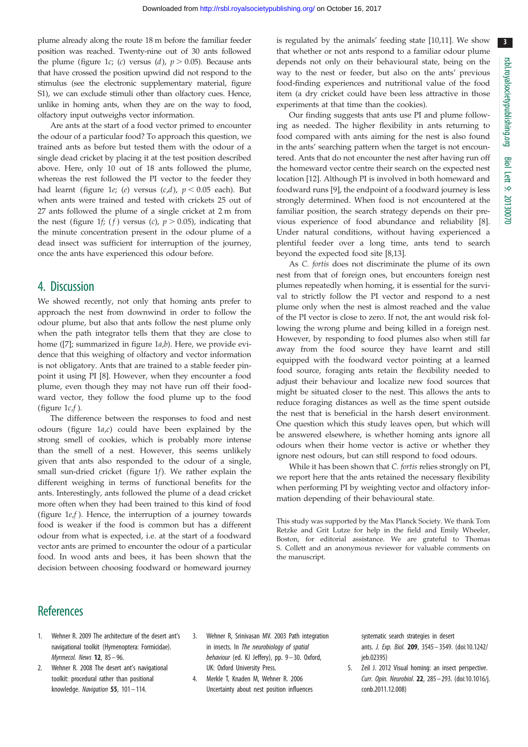plume already along the route 18 m before the familiar feeder position was reached. Twenty-nine out of 30 ants followed the plume (figure 1*c*; (*c*) versus (*d*), $p > 0.05$). Because ants that have crossed the position upwind did not respond to the stimulus (see the electronic supplementary material, figure S1), we can exclude stimuli other than olfactory cues. Hence, unlike in homing ants, when they are on the way to food, olfactory input outweighs vector information.

Are ants at the start of a food vector primed to encounter the odour of a particular food? To approach this question, we trained ants as before but tested them with the odour of a single dead cricket by placing it at the test position described above. Here, only 10 out of 18 ants followed the plume, whereas the rest followed the PI vector to the feeder they had learnt (figure 1*e*; (*e*) versus (*c*,*d*), $p < 0.05$ each). But when ants were trained and tested with crickets 25 out of 27 ants followed the plume of a single cricket at 2 m from the nest (figure 1*f*; (*f*) versus (*c*), $p > 0.05$), indicating that the minute concentration present in the odour plume of a dead insect was sufficient for interruption of the journey, once the ants have experienced this odour before.

## 4. Discussion

We showed recently, not only that homing ants prefer to approach the nest from downwind in order to follow the odour plume, but also that ants follow the nest plume only when the path integrator tells them that they are close to home ([7]; summarized in figure 1*a*,*b*). Here, we provide evidence that this weighing of olfactory and vector information is not obligatory. Ants that are trained to a stable feeder pinpoint it using PI [8]. However, when they encounter a food plume, even though they may not have run off their foodward vector, they follow the food plume up to the food (figure 1*c*,*f*).

The difference between the responses to food and nest odours (figure 1*a*,*c*) could have been explained by the strong smell of cookies, which is probably more intense than the smell of a nest. However, this seems unlikely given that ants also responded to the odour of a single, small sun-dried cricket (figure 1*f*). We rather explain the different weighing in terms of functional benefits for the ants. Interestingly, ants followed the plume of a dead cricket more often when they had been trained to this kind of food (figure 1*e*,*f*). Hence, the interruption of a journey towards food is weaker if the food is common but has a different odour from what is expected, i.e. at the start of a foodward vector ants are primed to encounter the odour of a particular food. In wood ants and bees, it has been shown that the decision between choosing foodward or homeward journey is regulated by the animals' feeding state [10,11]. We show that whether or not ants respond to a familiar odour plume depends not only on their behavioural state, being on the way to the nest or feeder, but also on the ants' previous food-finding experiences and nutritional value of the food item (a dry cricket could have been less attractive in those experiments at that time than the cookies).

Our finding suggests that ants use PI and plume following as needed. The higher flexibility in ants returning to food compared with ants aiming for the nest is also found in the ants' searching pattern when the target is not encountered. Ants that do not encounter the nest after having run off the homeward vector centre their search on the expected nest location [12]. Although PI is involved in both homeward and foodward runs [9], the endpoint of a foodward journey is less strongly determined. When food is not encountered at the familiar position, the search strategy depends on their previous experience of food abundance and reliability [8]. Under natural conditions, without having experienced a plentiful feeder over a long time, ants tend to search beyond the expected food site [8,13].

As *C. fortis* does not discriminate the plume of its own nest from that of foreign ones, but encounters foreign nest plumes repeatedly when homing, it is essential for the survival to strictly follow the PI vector and respond to a nest plume only when the nest is almost reached and the value of the PI vector is close to zero. If not, the ant would risk following the wrong plume and being killed in a foreign nest. However, by responding to food plumes also when still far away from the food source they have learnt and still equipped with the foodward vector pointing at a learned food source, foraging ants retain the flexibility needed to adjust their behaviour and localize new food sources that might be situated closer to the nest. This allows the ants to reduce foraging distances as well as the time spent outside the nest that is beneficial in the harsh desert environment. One question which this study leaves open, but which will be answered elsewhere, is whether homing ants ignore all odours when their home vector is active or whether they ignore nest odours, but can still respond to food odours.

While it has been shown that *C. fortis* relies strongly on PI, we report here that the ants retained the necessary flexibility when performing PI by weighting vector and olfactory information depending of their behavioural state.

This study was supported by the Max Planck Society. We thank Tom Retzke and Grit Lutze for help in the field and Emily Wheeler, Boston, for editorial assistance. We are grateful to Thomas S. Collett and an anonymous reviewer for valuable comments on the manuscript.

## References

1. Wehner R. 2009 The architecture of the desert ant's navigational toolkit (Hymenoptera: Formicidae). *Myrmecol. News* **12**, 85–96.
2. Wehner R. 2008 The desert ant's navigational toolkit: procedural rather than positional knowledge. *Navigation* **55**, 101–114.
3. Wehner R, Srinivasan MV. 2003 Path integration in insects. In *The neurobiology of spatial behaviour* (ed. KJ Jeffery), pp. 9–30. Oxford, UK: Oxford University Press.
4. Merkle T, Knaden M, Wehner R. 2006 Uncertainty about nest position influences systematic search strategies in desert ants. *J. Exp. Biol.* **209**, 3545–3549. (doi:10.1242/jeb.02395)
5. Zeil J. 2012 Visual homing: an insect perspective. *Curr. Opin. Neurobiol.* **22**, 285–293. (doi:10.1016/j.conb.2011.12.008)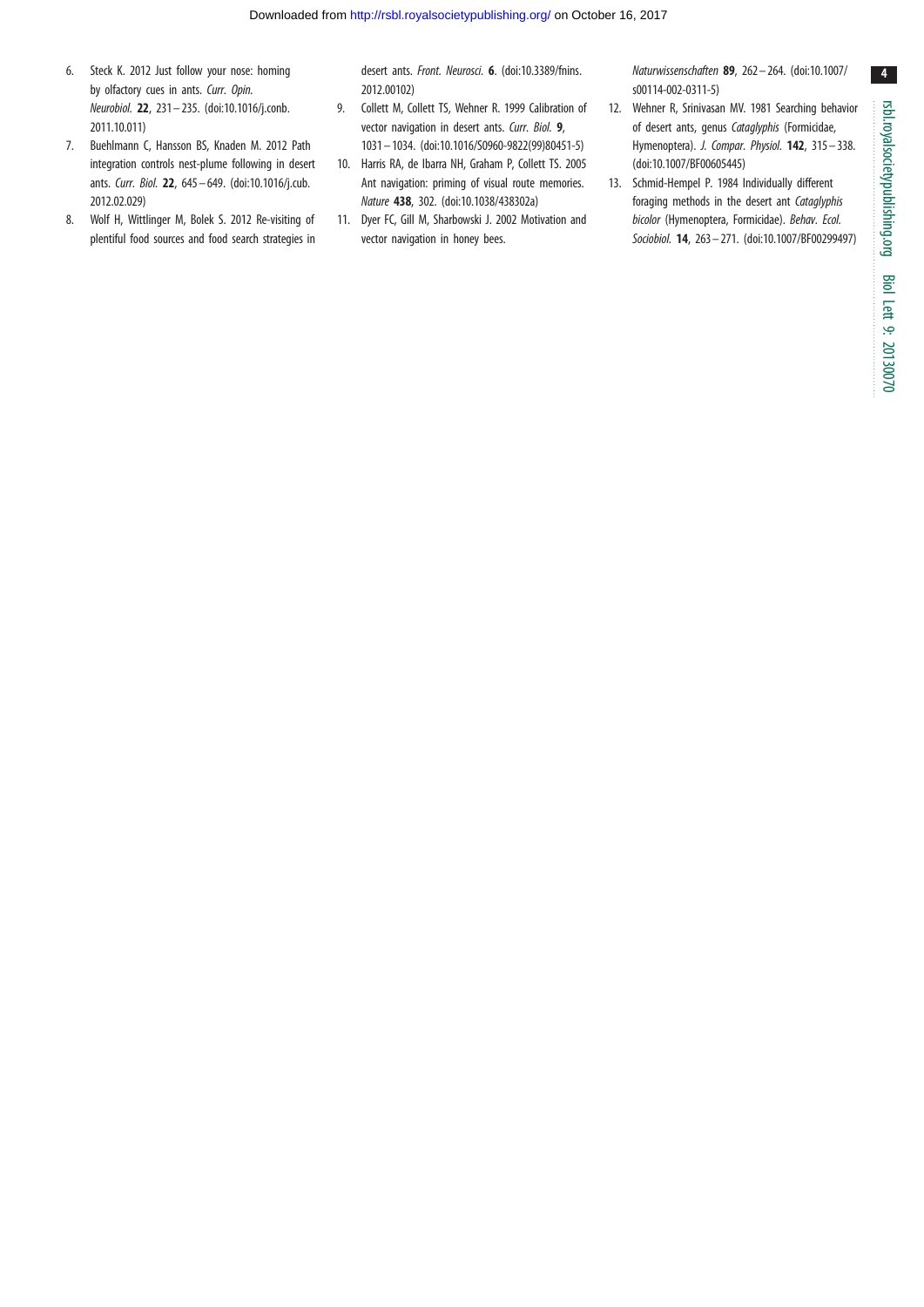6. Steck K. 2012 Just follow your nose: homing by olfactory cues in ants. *Curr. Opin. Neurobiol.* **22**, 231–235. (doi:10.1016/j.conb.2011.10.011)
7. Buehlmann C, Hansson BS, Knaden M. 2012 Path integration controls nest-plume following in desert ants. *Curr. Biol.* **22**, 645–649. (doi:10.1016/j.cub.2012.02.029)
8. Wolf H, Wittlinger M, Bolek S. 2012 Re-visiting of plentiful food sources and food search strategies in desert ants. *Front. Neurosci.* **6**. (doi:10.3389/fnins.2012.00102)
9. Collett M, Collett TS, Wehner R. 1999 Calibration of vector navigation in desert ants. *Curr. Biol.* **9**, 1031–1034. (doi:10.1016/S0960-9822(99)80451-5)
10. Harris RA, de Ibarra NH, Graham P, Collett TS. 2005 Ant navigation: priming of visual route memories. *Nature* **438**, 302. (doi:10.1038/438302a)
11. Dyer FC, Gill M, Sharbowski J. 2002 Motivation and vector navigation in honey bees. *Naturwissenschaften* **89**, 262–264. (doi:10.1007/s00114-002-0311-5)
12. Wehner R, Srinivasan MV. 1981 Searching behavior of desert ants, genus *Cataglyphis* (Formicidae, Hymenoptera). *J. Compar. Physiol.* **142**, 315–338. (doi:10.1007/BF00605445)
13. Schmid-Hempel P. 1984 Individually different foraging methods in the desert ant *Cataglyphis bicolor* (Hymenoptera, Formicidae). *Behav. Ecol. Sociobiol.* **14**, 263–271. (doi:10.1007/BF00299497)